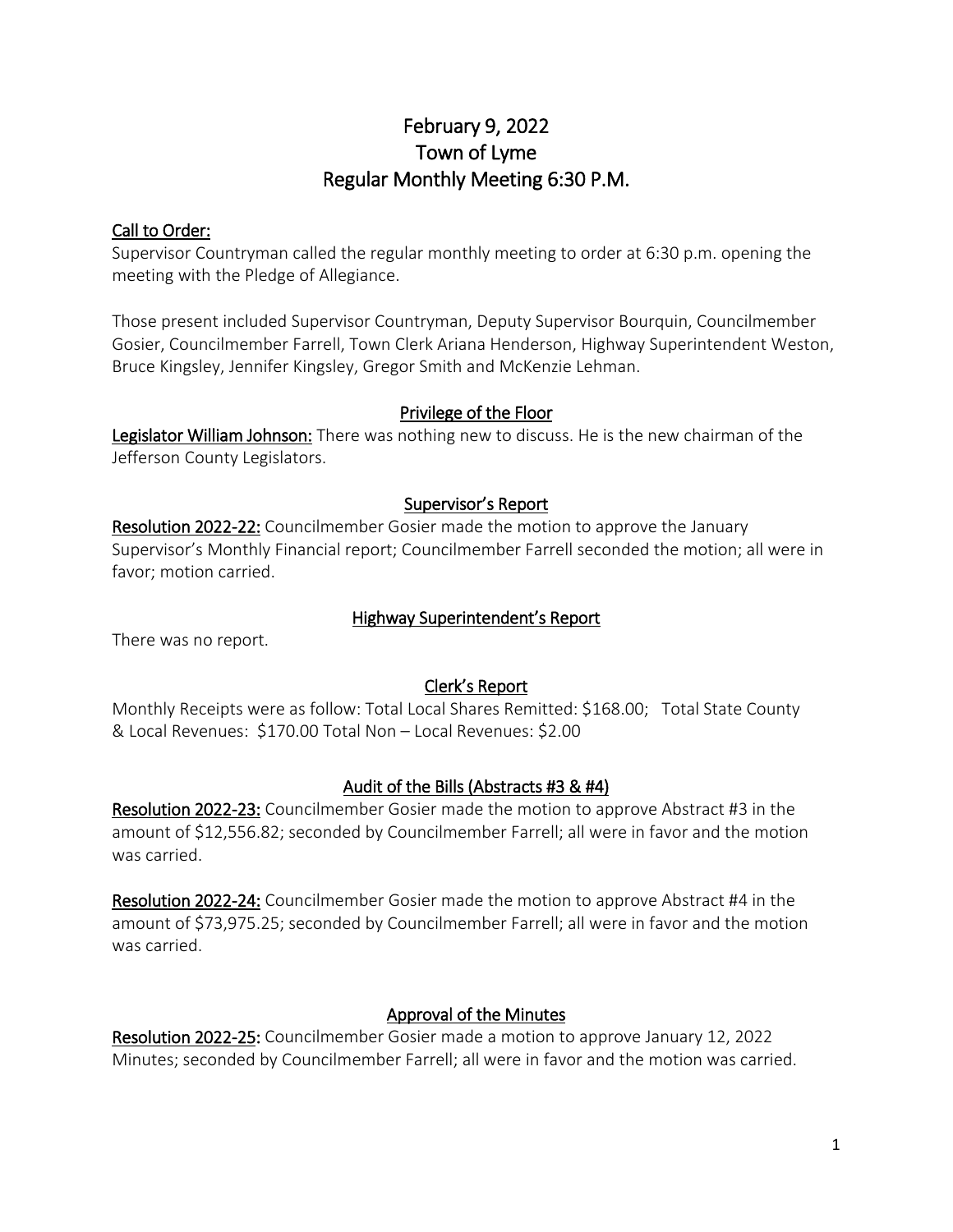# February 9, 2022
# Town of Lyme
# Regular Monthly Meeting 6:30 P.M.

## Call to Order:

Supervisor Countryman called the regular monthly meeting to order at 6:30 p.m. opening the meeting with the Pledge of Allegiance.

Those present included Supervisor Countryman, Deputy Supervisor Bourquin, Councilmember Gosier, Councilmember Farrell, Town Clerk Ariana Henderson, Highway Superintendent Weston, Bruce Kingsley, Jennifer Kingsley, Gregor Smith and McKenzie Lehman.

## Privilege of the Floor

**Legislator William Johnson:** There was nothing new to discuss. He is the new chairman of the Jefferson County Legislators.

## Supervisor's Report

**Resolution 2022-22:** Councilmember Gosier made the motion to approve the January Supervisor's Monthly Financial report; Councilmember Farrell seconded the motion; all were in favor; motion carried.

## Highway Superintendent's Report

There was no report.

## Clerk's Report

Monthly Receipts were as follow: Total Local Shares Remitted: $168.00; Total State County & Local Revenues: $170.00 Total Non – Local Revenues: $2.00

## Audit of the Bills (Abstracts #3 & #4)

**Resolution 2022-23:** Councilmember Gosier made the motion to approve Abstract #3 in the amount of $12,556.82; seconded by Councilmember Farrell; all were in favor and the motion was carried.

**Resolution 2022-24:** Councilmember Gosier made the motion to approve Abstract #4 in the amount of $73,975.25; seconded by Councilmember Farrell; all were in favor and the motion was carried.

## Approval of the Minutes

**Resolution 2022-25:** Councilmember Gosier made a motion to approve January 12, 2022 Minutes; seconded by Councilmember Farrell; all were in favor and the motion was carried.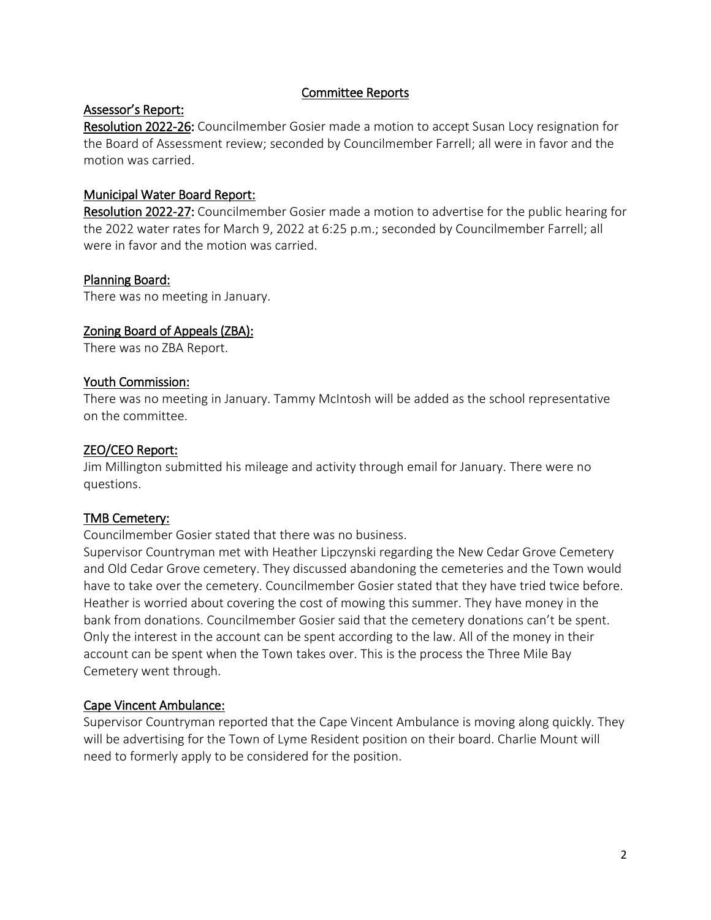## Committee Reports

### Assessor's Report:

**Resolution 2022-26:** Councilmember Gosier made a motion to accept Susan Locy resignation for the Board of Assessment review; seconded by Councilmember Farrell; all were in favor and the motion was carried.

### Municipal Water Board Report:

**Resolution 2022-27:** Councilmember Gosier made a motion to advertise for the public hearing for the 2022 water rates for March 9, 2022 at 6:25 p.m.; seconded by Councilmember Farrell; all were in favor and the motion was carried.

### Planning Board:

There was no meeting in January.

### Zoning Board of Appeals (ZBA):

There was no ZBA Report.

### Youth Commission:

There was no meeting in January. Tammy McIntosh will be added as the school representative on the committee.

### ZEO/CEO Report:

Jim Millington submitted his mileage and activity through email for January. There were no questions.

### TMB Cemetery:

Councilmember Gosier stated that there was no business.

Supervisor Countryman met with Heather Lipczynski regarding the New Cedar Grove Cemetery and Old Cedar Grove cemetery. They discussed abandoning the cemeteries and the Town would have to take over the cemetery. Councilmember Gosier stated that they have tried twice before. Heather is worried about covering the cost of mowing this summer. They have money in the bank from donations. Councilmember Gosier said that the cemetery donations can't be spent. Only the interest in the account can be spent according to the law. All of the money in their account can be spent when the Town takes over. This is the process the Three Mile Bay Cemetery went through.

### Cape Vincent Ambulance:

Supervisor Countryman reported that the Cape Vincent Ambulance is moving along quickly. They will be advertising for the Town of Lyme Resident position on their board. Charlie Mount will need to formerly apply to be considered for the position.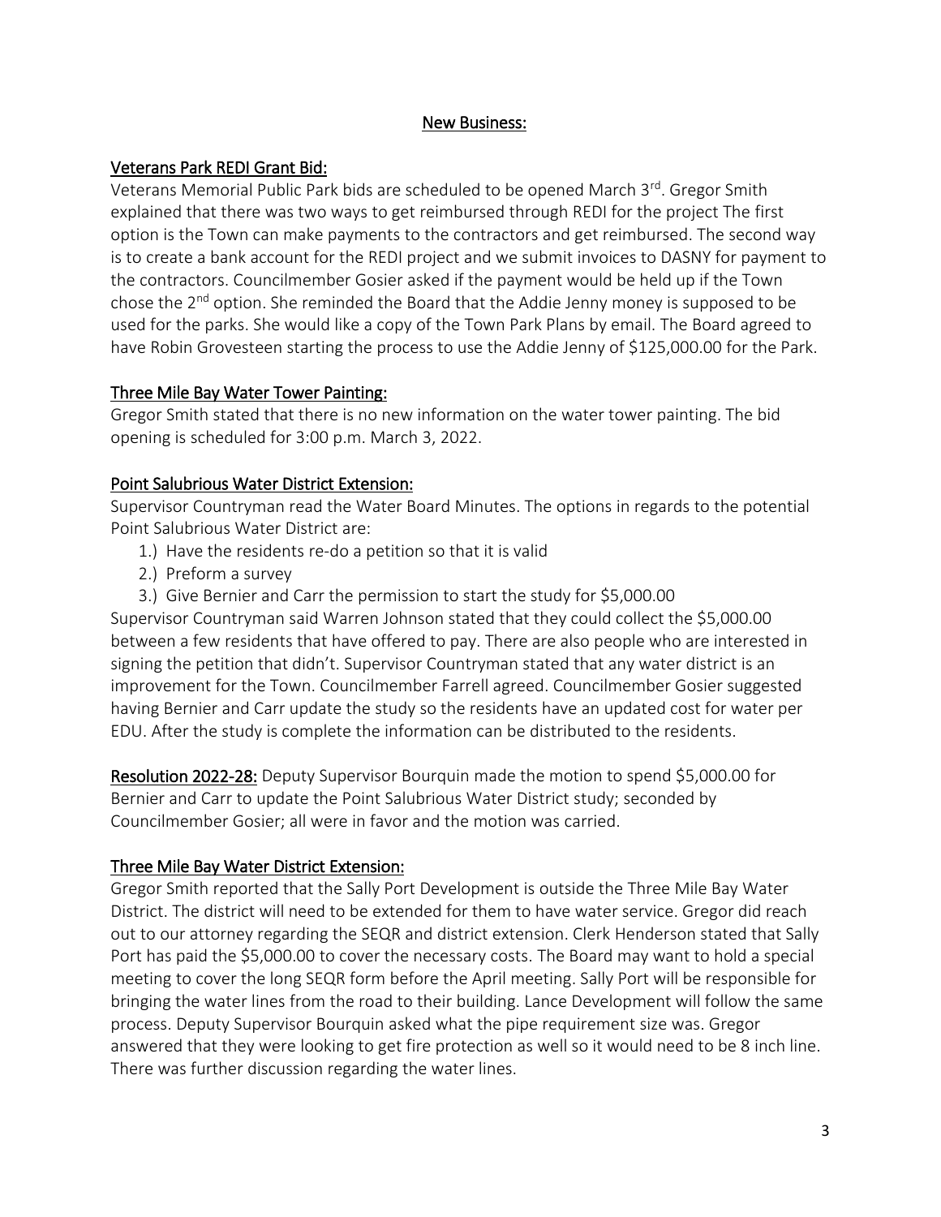## New Business:

### Veterans Park REDI Grant Bid:

Veterans Memorial Public Park bids are scheduled to be opened March 3rd. Gregor Smith explained that there was two ways to get reimbursed through REDI for the project The first option is the Town can make payments to the contractors and get reimbursed. The second way is to create a bank account for the REDI project and we submit invoices to DASNY for payment to the contractors. Councilmember Gosier asked if the payment would be held up if the Town chose the 2nd option. She reminded the Board that the Addie Jenny money is supposed to be used for the parks. She would like a copy of the Town Park Plans by email. The Board agreed to have Robin Grovesteen starting the process to use the Addie Jenny of $125,000.00 for the Park.

### Three Mile Bay Water Tower Painting:

Gregor Smith stated that there is no new information on the water tower painting. The bid opening is scheduled for 3:00 p.m. March 3, 2022.

### Point Salubrious Water District Extension:

Supervisor Countryman read the Water Board Minutes. The options in regards to the potential Point Salubrious Water District are:

1.) Have the residents re-do a petition so that it is valid
2.) Preform a survey
3.) Give Bernier and Carr the permission to start the study for $5,000.00

Supervisor Countryman said Warren Johnson stated that they could collect the $5,000.00 between a few residents that have offered to pay. There are also people who are interested in signing the petition that didn't. Supervisor Countryman stated that any water district is an improvement for the Town. Councilmember Farrell agreed. Councilmember Gosier suggested having Bernier and Carr update the study so the residents have an updated cost for water per EDU. After the study is complete the information can be distributed to the residents.

**Resolution 2022-28:** Deputy Supervisor Bourquin made the motion to spend $5,000.00 for Bernier and Carr to update the Point Salubrious Water District study; seconded by Councilmember Gosier; all were in favor and the motion was carried.

### Three Mile Bay Water District Extension:

Gregor Smith reported that the Sally Port Development is outside the Three Mile Bay Water District. The district will need to be extended for them to have water service. Gregor did reach out to our attorney regarding the SEQR and district extension. Clerk Henderson stated that Sally Port has paid the $5,000.00 to cover the necessary costs. The Board may want to hold a special meeting to cover the long SEQR form before the April meeting. Sally Port will be responsible for bringing the water lines from the road to their building. Lance Development will follow the same process. Deputy Supervisor Bourquin asked what the pipe requirement size was. Gregor answered that they were looking to get fire protection as well so it would need to be 8 inch line. There was further discussion regarding the water lines.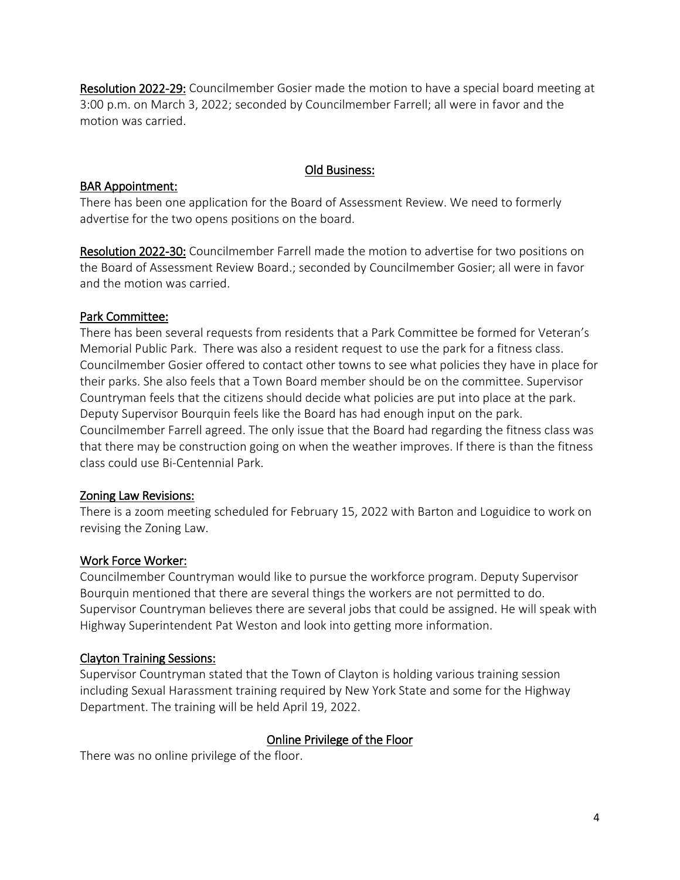**Resolution 2022-29:** Councilmember Gosier made the motion to have a special board meeting at 3:00 p.m. on March 3, 2022; seconded by Councilmember Farrell; all were in favor and the motion was carried.

## Old Business:

### BAR Appointment:

There has been one application for the Board of Assessment Review. We need to formerly advertise for the two opens positions on the board.

**Resolution 2022-30:** Councilmember Farrell made the motion to advertise for two positions on the Board of Assessment Review Board.; seconded by Councilmember Gosier; all were in favor and the motion was carried.

### Park Committee:

There has been several requests from residents that a Park Committee be formed for Veteran's Memorial Public Park. There was also a resident request to use the park for a fitness class. Councilmember Gosier offered to contact other towns to see what policies they have in place for their parks. She also feels that a Town Board member should be on the committee. Supervisor Countryman feels that the citizens should decide what policies are put into place at the park. Deputy Supervisor Bourquin feels like the Board has had enough input on the park. Councilmember Farrell agreed. The only issue that the Board had regarding the fitness class was that there may be construction going on when the weather improves. If there is than the fitness class could use Bi-Centennial Park.

### Zoning Law Revisions:

There is a zoom meeting scheduled for February 15, 2022 with Barton and Loguidice to work on revising the Zoning Law.

### Work Force Worker:

Councilmember Countryman would like to pursue the workforce program. Deputy Supervisor Bourquin mentioned that there are several things the workers are not permitted to do. Supervisor Countryman believes there are several jobs that could be assigned. He will speak with Highway Superintendent Pat Weston and look into getting more information.

### Clayton Training Sessions:

Supervisor Countryman stated that the Town of Clayton is holding various training session including Sexual Harassment training required by New York State and some for the Highway Department. The training will be held April 19, 2022.

## Online Privilege of the Floor

There was no online privilege of the floor.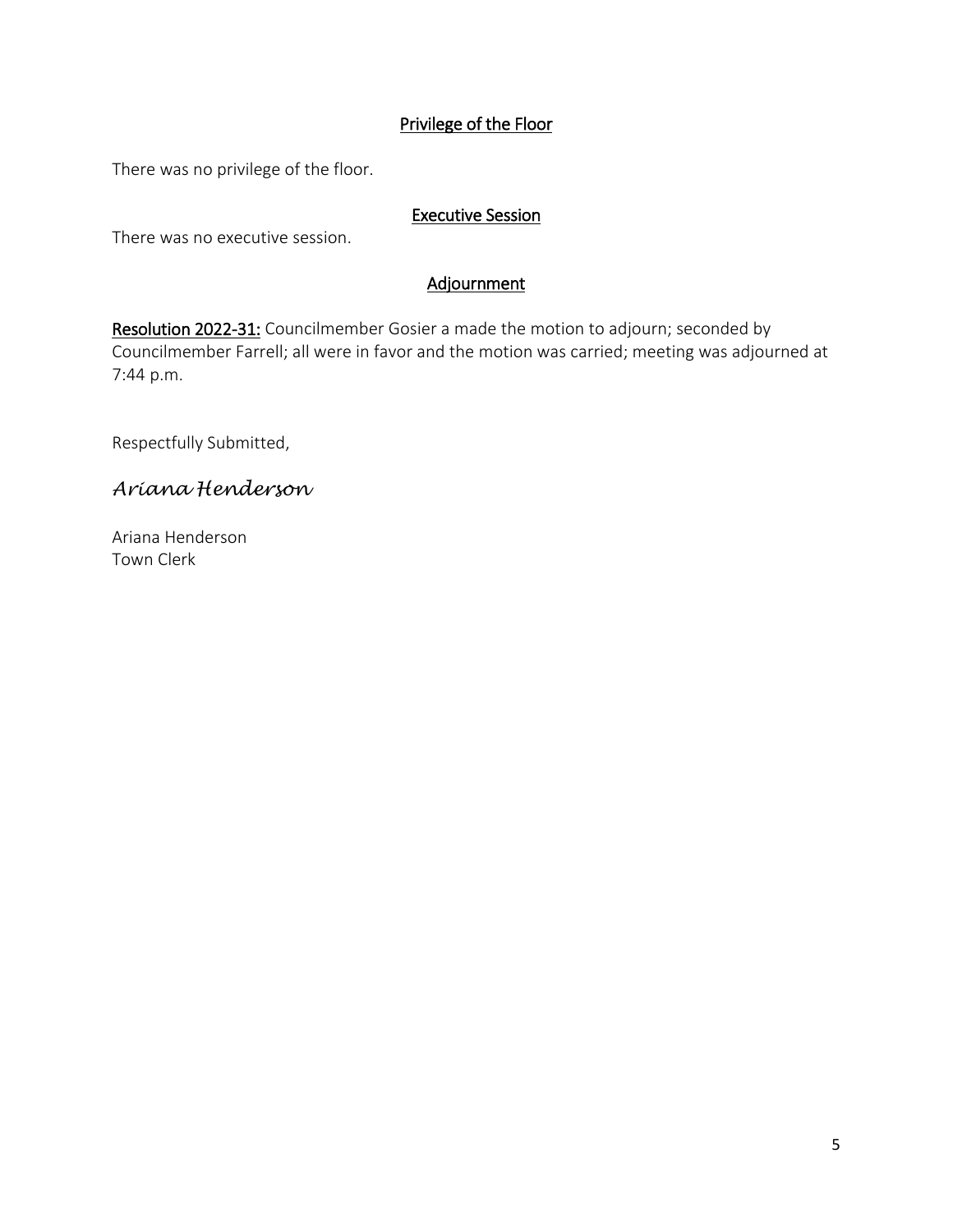## Privilege of the Floor

There was no privilege of the floor.

## Executive Session

There was no executive session.

## Adjournment

**Resolution 2022-31:** Councilmember Gosier a made the motion to adjourn; seconded by Councilmember Farrell; all were in favor and the motion was carried; meeting was adjourned at 7:44 p.m.

Respectfully Submitted,

*Ariana Henderson*

Ariana Henderson
Town Clerk